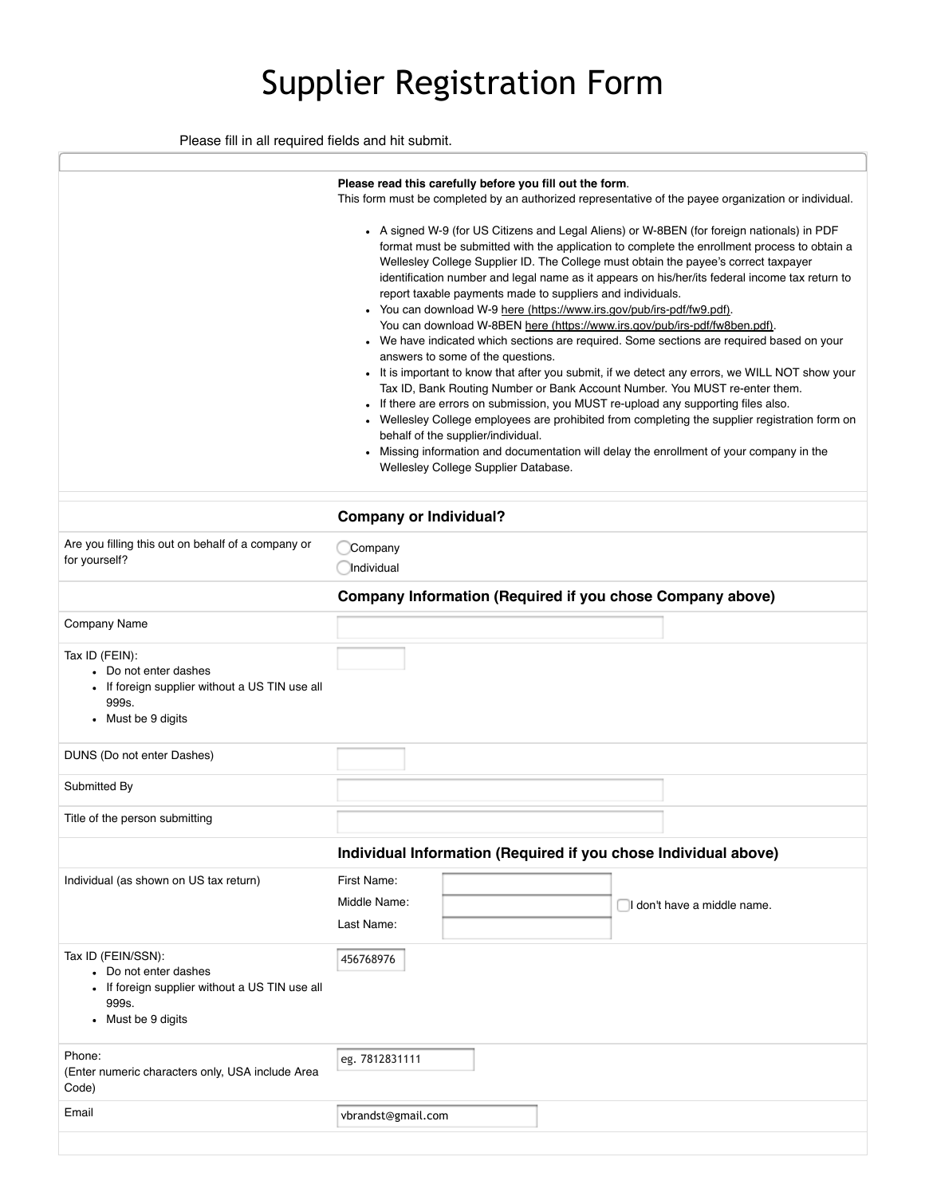# Supplier Registration Form

Please fill in all required fields and hit submit.

**Please read this carefully before you fill out the form**.
This form must be completed by an authorized representative of the payee organization or individual.

- A signed W-9 (for US Citizens and Legal Aliens) or W-8BEN (for foreign nationals) in PDF format must be submitted with the application to complete the enrollment process to obtain a Wellesley College Supplier ID. The College must obtain the payee's correct taxpayer identification number and legal name as it appears on his/her/its federal income tax return to report taxable payments made to suppliers and individuals.
- You can download W-9 here (https://www.irs.gov/pub/irs-pdf/fw9.pdf).
  You can download W-8BEN here (https://www.irs.gov/pub/irs-pdf/fw8ben.pdf).
- We have indicated which sections are required. Some sections are required based on your answers to some of the questions.
- It is important to know that after you submit, if we detect any errors, we WILL NOT show your Tax ID, Bank Routing Number or Bank Account Number. You MUST re-enter them.
- If there are errors on submission, you MUST re-upload any supporting files also.
- Wellesley College employees are prohibited from completing the supplier registration form on behalf of the supplier/individual.
- Missing information and documentation will delay the enrollment of your company in the Wellesley College Supplier Database.

## Company or Individual?

| Field | Value |
| --- | --- |
| Are you filling this out on behalf of a company or for yourself? | ☐ Company<br>☐ Individual |

## Company Information (Required if you chose Company above)

| Field | Value |
| --- | --- |
| Company Name | |
| Tax ID (FEIN):<br>• Do not enter dashes<br>• If foreign supplier without a US TIN use all 999s.<br>• Must be 9 digits | |
| DUNS (Do not enter Dashes) | |
| Submitted By | |
| Title of the person submitting | |

## Individual Information (Required if you chose Individual above)

| Field | Value |
| --- | --- |
| Individual (as shown on US tax return) | First Name:<br>Middle Name: ☐ I don't have a middle name.<br>Last Name: |
| Tax ID (FEIN/SSN):<br>• Do not enter dashes<br>• If foreign supplier without a US TIN use all 999s.<br>• Must be 9 digits | 456768976 |
| Phone:<br>(Enter numeric characters only, USA include Area Code) | eg. 7812831111 |
| Email | vbrandst@gmail.com |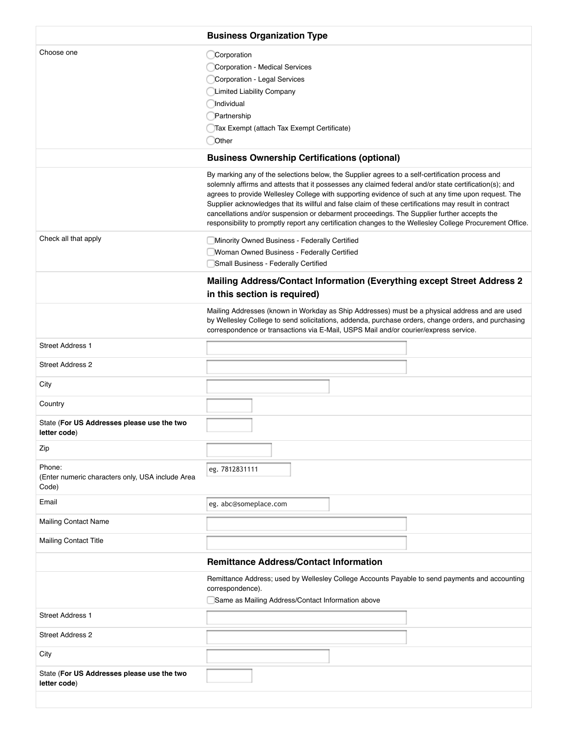## Business Organization Type

Choose one

- ◯ Corporation
- ◯ Corporation - Medical Services
- ◯ Corporation - Legal Services
- ◯ Limited Liability Company
- ◯ Individual
- ◯ Partnership
- ◯ Tax Exempt (attach Tax Exempt Certificate)
- ◯ Other

## Business Ownership Certifications (optional)

By marking any of the selections below, the Supplier agrees to a self-certification process and solemnly affirms and attests that it possesses any claimed federal and/or state certification(s); and agrees to provide Wellesley College with supporting evidence of such at any time upon request. The Supplier acknowledges that its willful and false claim of these certifications may result in contract cancellations and/or suspension or debarment proceedings. The Supplier further accepts the responsibility to promptly report any certification changes to the Wellesley College Procurement Office.

Check all that apply

- ☐ Minority Owned Business - Federally Certified
- ☐ Woman Owned Business - Federally Certified
- ☐ Small Business - Federally Certified

## Mailing Address/Contact Information (Everything except Street Address 2 in this section is required)

Mailing Addresses (known in Workday as Ship Addresses) must be a physical address and are used by Wellesley College to send solicitations, addenda, purchase orders, change orders, and purchasing correspondence or transactions via E-Mail, USPS Mail and/or courier/express service.

| Field | |
|---|---|
| Street Address 1 | |
| Street Address 2 | |
| City | |
| Country | |
| State (**For US Addresses please use the two letter code**) | |
| Zip | |
| Phone: (Enter numeric characters only, USA include Area Code) | eg. 7812831111 |
| Email | eg. abc@someplace.com |
| Mailing Contact Name | |
| Mailing Contact Title | |

## Remittance Address/Contact Information

Remittance Address; used by Wellesley College Accounts Payable to send payments and accounting correspondence).

☐ Same as Mailing Address/Contact Information above

| Field | |
|---|---|
| Street Address 1 | |
| Street Address 2 | |
| City | |
| State (**For US Addresses please use the two letter code**) | |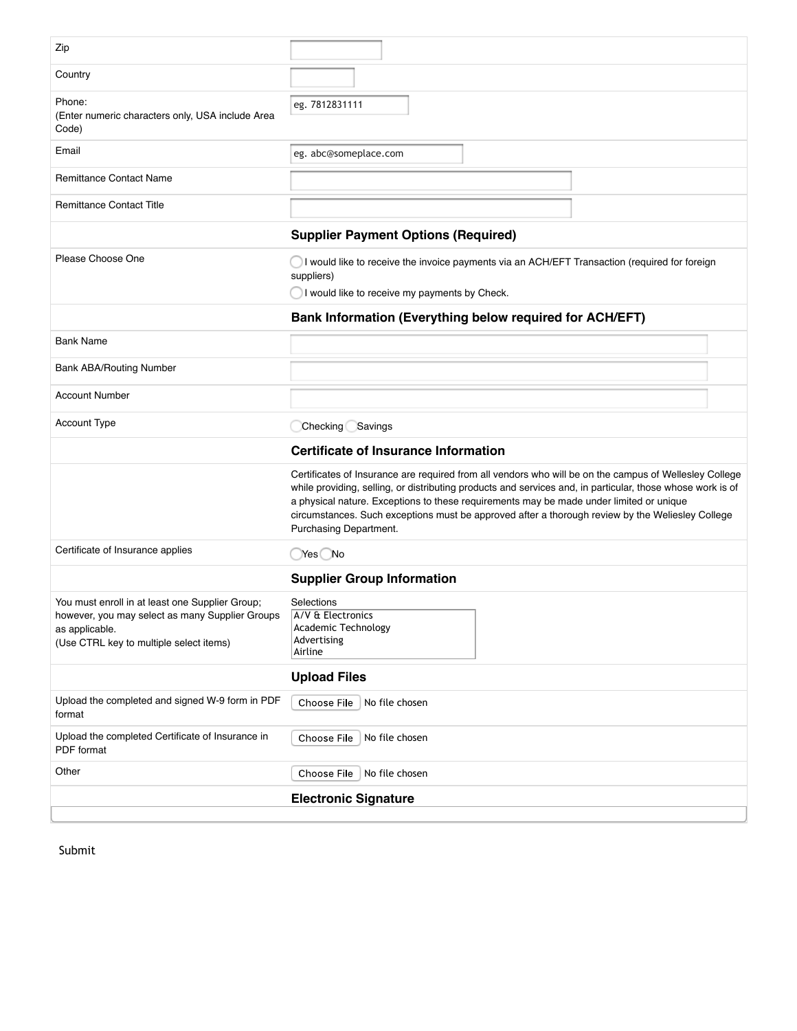| | |
|---|---|
| Zip | |
| Country | |
| Phone:<br>(Enter numeric characters only, USA include Area Code) | eg. 7812831111 |
| Email | eg. abc@someplace.com |
| Remittance Contact Name | |
| Remittance Contact Title | |
| | **Supplier Payment Options (Required)** |
| Please Choose One | ◯ I would like to receive the invoice payments via an ACH/EFT Transaction (required for foreign suppliers)<br>◯ I would like to receive my payments by Check. |
| | **Bank Information (Everything below required for ACH/EFT)** |
| Bank Name | |
| Bank ABA/Routing Number | |
| Account Number | |
| Account Type | ◯ Checking ◯ Savings |
| | **Certificate of Insurance Information** |
| | Certificates of Insurance are required from all vendors who will be on the campus of Wellesley College while providing, selling, or distributing products and services and, in particular, those whose work is of a physical nature. Exceptions to these requirements may be made under limited or unique circumstances. Such exceptions must be approved after a thorough review by the Weliesley College Purchasing Department. |
| Certificate of Insurance applies | ◯ Yes ◯ No |
| | **Supplier Group Information** |
| You must enroll in at least one Supplier Group; however, you may select as many Supplier Groups as applicable.<br>(Use CTRL key to multiple select items) | Selections<br>A/V & Electronics<br>Academic Technology<br>Advertising<br>Airline |
| | **Upload Files** |
| Upload the completed and signed W-9 form in PDF format | Choose File No file chosen |
| Upload the completed Certificate of Insurance in PDF format | Choose File No file chosen |
| Other | Choose File No file chosen |
| | **Electronic Signature** |

Submit